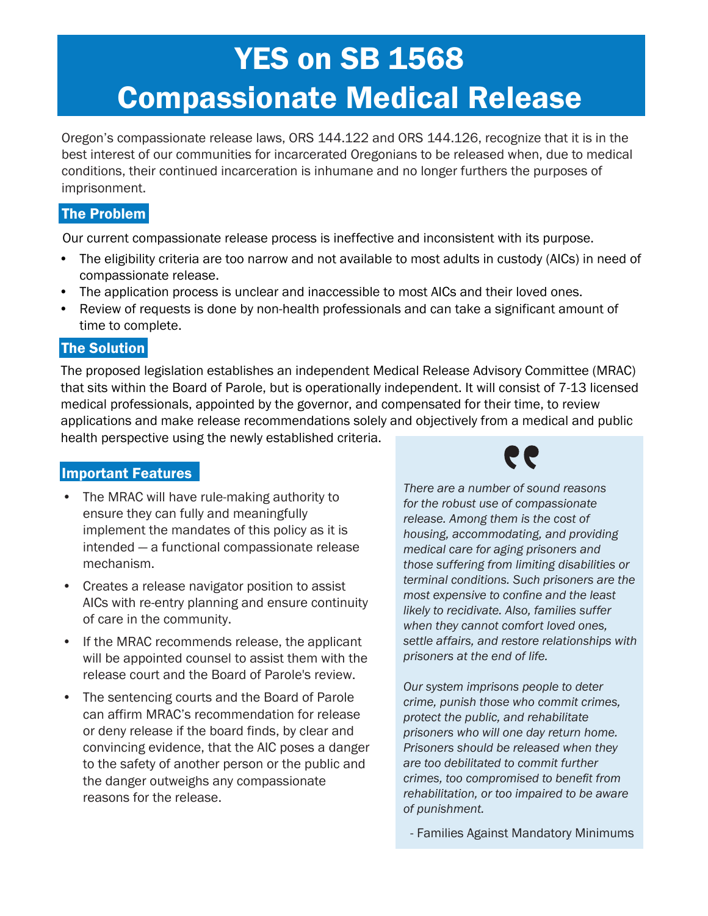# YES on SB 1568
# Compassionate Medical Release

Oregon's compassionate release laws, ORS 144.122 and ORS 144.126, recognize that it is in the best interest of our communities for incarcerated Oregonians to be released when, due to medical conditions, their continued incarceration is inhumane and no longer furthers the purposes of imprisonment.

## The Problem

Our current compassionate release process is ineffective and inconsistent with its purpose.

- The eligibility criteria are too narrow and not available to most adults in custody (AICs) in need of compassionate release.
- The application process is unclear and inaccessible to most AICs and their loved ones.
- Review of requests is done by non-health professionals and can take a significant amount of time to complete.

## The Solution

The proposed legislation establishes an independent Medical Release Advisory Committee (MRAC) that sits within the Board of Parole, but is operationally independent. It will consist of 7-13 licensed medical professionals, appointed by the governor, and compensated for their time, to review applications and make release recommendations solely and objectively from a medical and public health perspective using the newly established criteria.

## Important Features

- The MRAC will have rule-making authority to ensure they can fully and meaningfully implement the mandates of this policy as it is intended — a functional compassionate release mechanism.
- Creates a release navigator position to assist AICs with re-entry planning and ensure continuity of care in the community.
- If the MRAC recommends release, the applicant will be appointed counsel to assist them with the release court and the Board of Parole's review.
- The sentencing courts and the Board of Parole can affirm MRAC's recommendation for release or deny release if the board finds, by clear and convincing evidence, that the AIC poses a danger to the safety of another person or the public and the danger outweighs any compassionate reasons for the release.

> *There are a number of sound reasons for the robust use of compassionate release. Among them is the cost of housing, accommodating, and providing medical care for aging prisoners and those suffering from limiting disabilities or terminal conditions. Such prisoners are the most expensive to confine and the least likely to recidivate. Also, families suffer when they cannot comfort loved ones, settle affairs, and restore relationships with prisoners at the end of life.*
>
> *Our system imprisons people to deter crime, punish those who commit crimes, protect the public, and rehabilitate prisoners who will one day return home. Prisoners should be released when they are too debilitated to commit further crimes, too compromised to benefit from rehabilitation, or too impaired to be aware of punishment.*
>
> \- Families Against Mandatory Minimums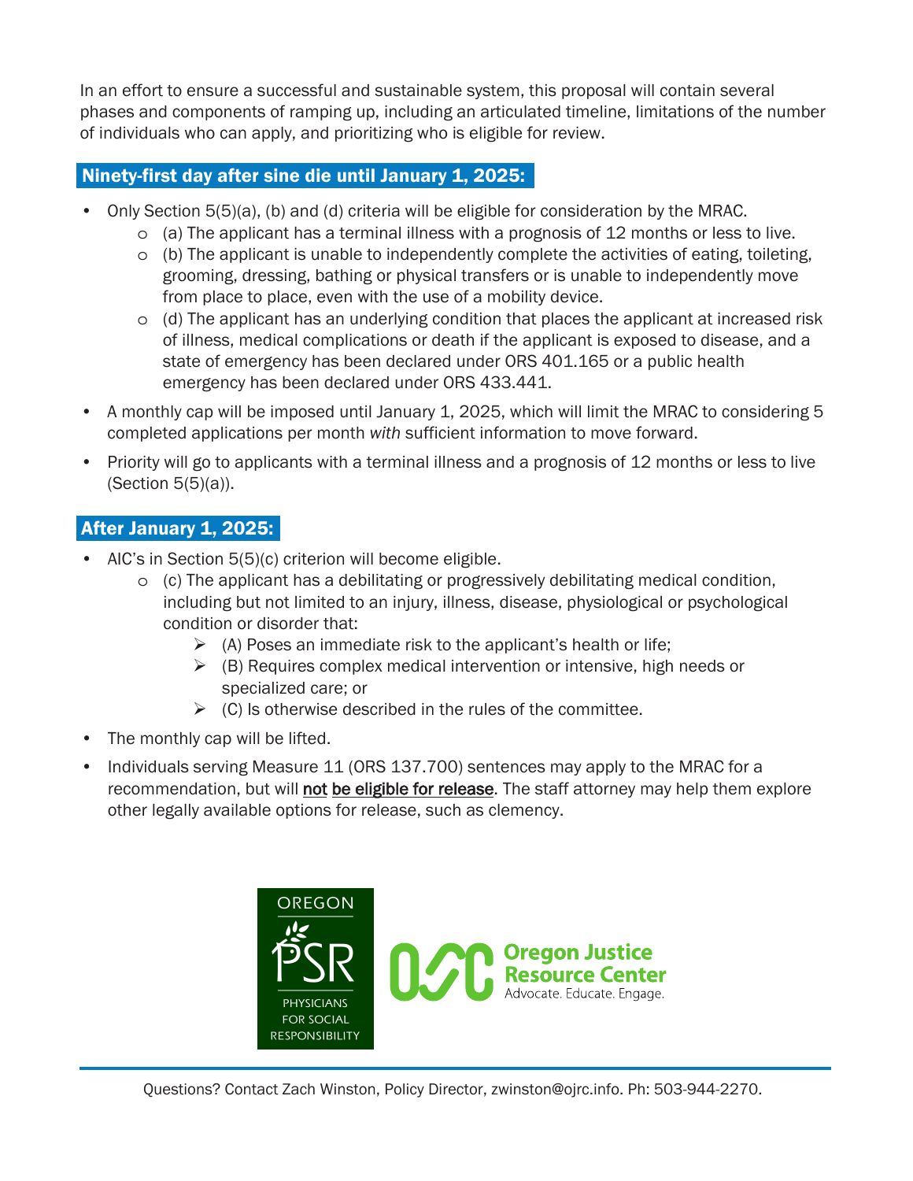In an effort to ensure a successful and sustainable system, this proposal will contain several phases and components of ramping up, including an articulated timeline, limitations of the number of individuals who can apply, and prioritizing who is eligible for review.

## Ninety-first day after sine die until January 1, 2025:

- Only Section 5(5)(a), (b) and (d) criteria will be eligible for consideration by the MRAC.
  - (a) The applicant has a terminal illness with a prognosis of 12 months or less to live.
  - (b) The applicant is unable to independently complete the activities of eating, toileting, grooming, dressing, bathing or physical transfers or is unable to independently move from place to place, even with the use of a mobility device.
  - (d) The applicant has an underlying condition that places the applicant at increased risk of illness, medical complications or death if the applicant is exposed to disease, and a state of emergency has been declared under ORS 401.165 or a public health emergency has been declared under ORS 433.441.
- A monthly cap will be imposed until January 1, 2025, which will limit the MRAC to considering 5 completed applications per month *with* sufficient information to move forward.
- Priority will go to applicants with a terminal illness and a prognosis of 12 months or less to live (Section 5(5)(a)).

## After January 1, 2025:

- AIC's in Section 5(5)(c) criterion will become eligible.
  - (c) The applicant has a debilitating or progressively debilitating medical condition, including but not limited to an injury, illness, disease, physiological or psychological condition or disorder that:
    - (A) Poses an immediate risk to the applicant's health or life;
    - (B) Requires complex medical intervention or intensive, high needs or specialized care; or
    - (C) Is otherwise described in the rules of the committee.
- The monthly cap will be lifted.
- Individuals serving Measure 11 (ORS 137.700) sentences may apply to the MRAC for a recommendation, but will <u>not</u> <u>be eligible for release</u>. The staff attorney may help them explore other legally available options for release, such as clemency.

OREGON PSR PHYSICIANS FOR SOCIAL RESPONSIBILITY

Oregon Justice Resource Center
Advocate. Educate. Engage.

Questions? Contact Zach Winston, Policy Director, zwinston@ojrc.info. Ph: 503-944-2270.